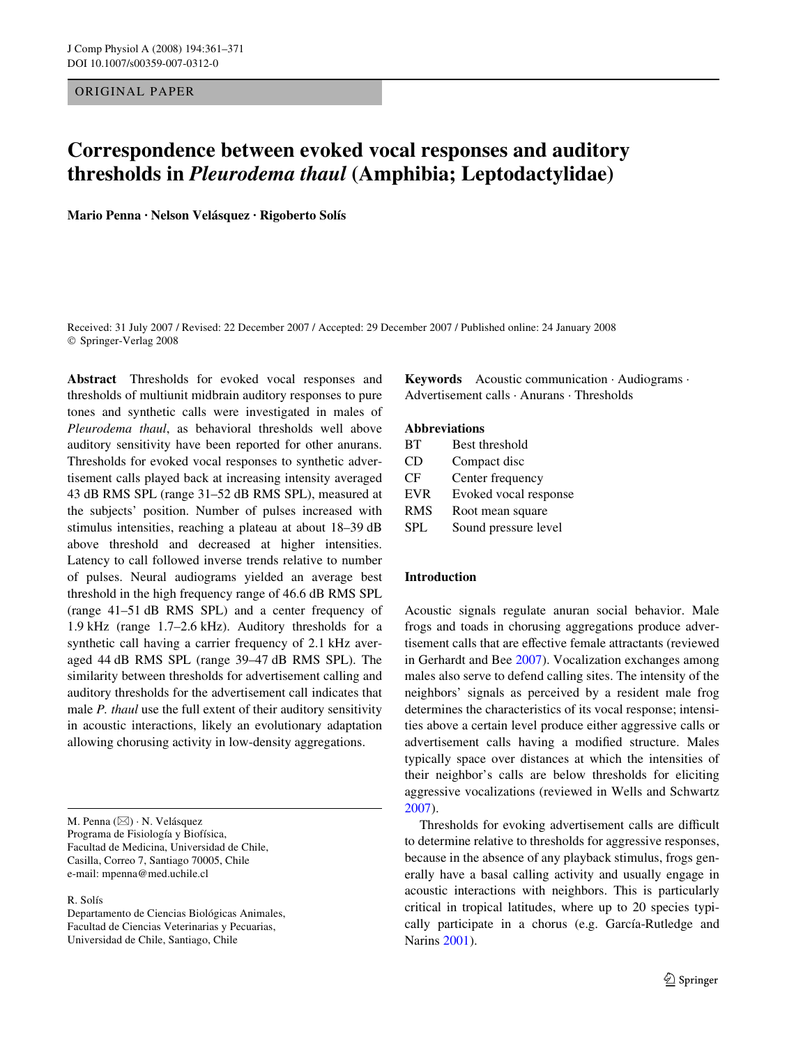ORIGINAL PAPER

# Correspondence between evoked vocal responses and auditory thresholds in *Pleurodema thaul* (Amphibia; Leptodactylidae)

**Mario Penna · Nelson Velásquez · Rigoberto Solís**

Received: 31 July 2007 / Revised: 22 December 2007 / Accepted: 29 December 2007 / Published online: 24 January 2008
© Springer-Verlag 2008

**Abstract** Thresholds for evoked vocal responses and thresholds of multiunit midbrain auditory responses to pure tones and synthetic calls were investigated in males of *Pleurodema thaul*, as behavioral thresholds well above auditory sensitivity have been reported for other anurans. Thresholds for evoked vocal responses to synthetic advertisement calls played back at increasing intensity averaged 43 dB RMS SPL (range 31–52 dB RMS SPL), measured at the subjects' position. Number of pulses increased with stimulus intensities, reaching a plateau at about 18–39 dB above threshold and decreased at higher intensities. Latency to call followed inverse trends relative to number of pulses. Neural audiograms yielded an average best threshold in the high frequency range of 46.6 dB RMS SPL (range 41–51 dB RMS SPL) and a center frequency of 1.9 kHz (range 1.7–2.6 kHz). Auditory thresholds for a synthetic call having a carrier frequency of 2.1 kHz averaged 44 dB RMS SPL (range 39–47 dB RMS SPL). The similarity between thresholds for advertisement calling and auditory thresholds for the advertisement call indicates that male *P. thaul* use the full extent of their auditory sensitivity in acoustic interactions, likely an evolutionary adaptation allowing chorusing activity in low-density aggregations.

M. Penna (✉) · N. Velásquez
Programa de Fisiología y Biofísica,
Facultad de Medicina, Universidad de Chile,
Casilla, Correo 7, Santiago 70005, Chile
e-mail: mpenna@med.uchile.cl

R. Solís
Departamento de Ciencias Biológicas Animales,
Facultad de Ciencias Veterinarias y Pecuarias,
Universidad de Chile, Santiago, Chile

**Keywords** Acoustic communication · Audiograms · Advertisement calls · Anurans · Thresholds

**Abbreviations**

| | |
|---|---|
| BT | Best threshold |
| CD | Compact disc |
| CF | Center frequency |
| EVR | Evoked vocal response |
| RMS | Root mean square |
| SPL | Sound pressure level |

## Introduction

Acoustic signals regulate anuran social behavior. Male frogs and toads in chorusing aggregations produce advertisement calls that are effective female attractants (reviewed in Gerhardt and Bee 2007). Vocalization exchanges among males also serve to defend calling sites. The intensity of the neighbors' signals as perceived by a resident male frog determines the characteristics of its vocal response; intensities above a certain level produce either aggressive calls or advertisement calls having a modified structure. Males typically space over distances at which the intensities of their neighbor's calls are below thresholds for eliciting aggressive vocalizations (reviewed in Wells and Schwartz 2007).

Thresholds for evoking advertisement calls are difficult to determine relative to thresholds for aggressive responses, because in the absence of any playback stimulus, frogs generally have a basal calling activity and usually engage in acoustic interactions with neighbors. This is particularly critical in tropical latitudes, where up to 20 species typically participate in a chorus (e.g. García-Rutledge and Narins 2001).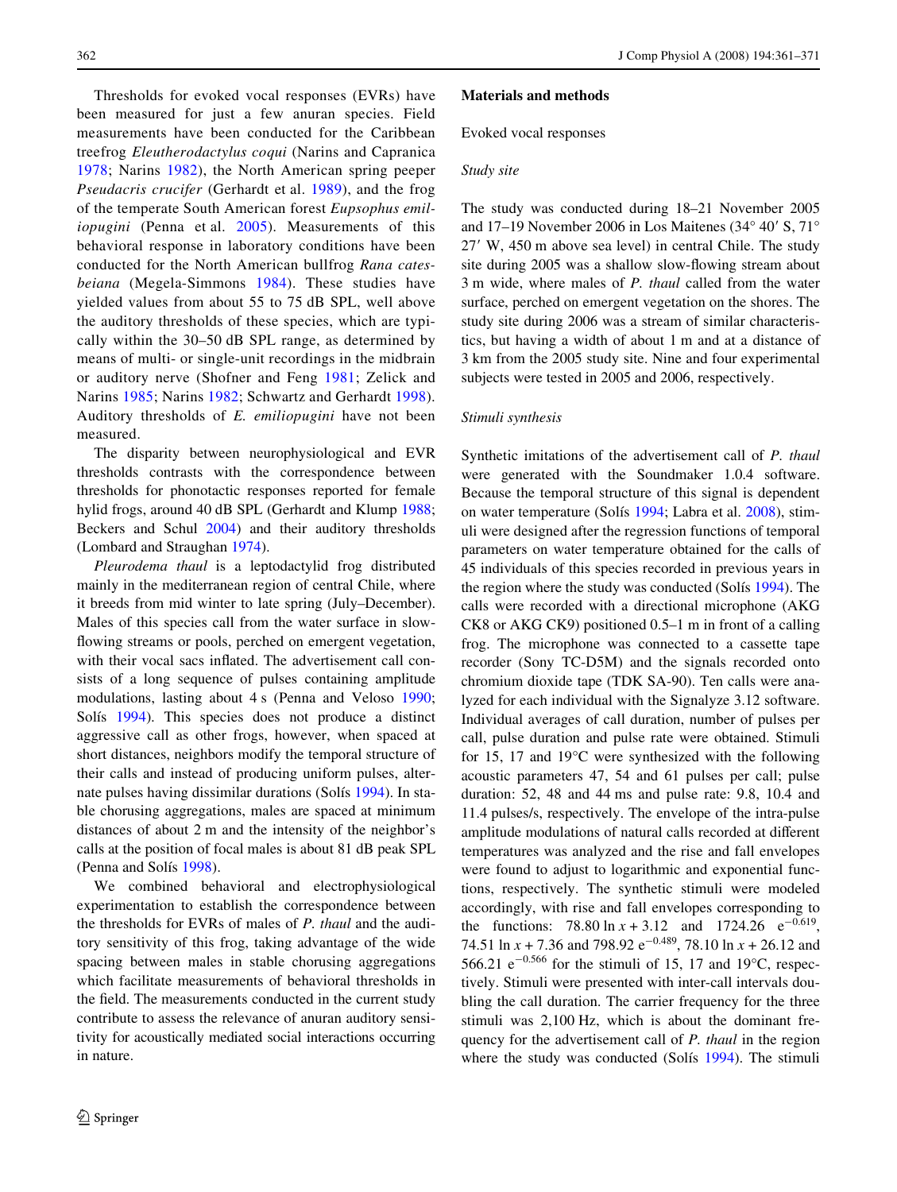Thresholds for evoked vocal responses (EVRs) have been measured for just a few anuran species. Field measurements have been conducted for the Caribbean treefrog *Eleutherodactylus coqui* (Narins and Capranica 1978; Narins 1982), the North American spring peeper *Pseudacris crucifer* (Gerhardt et al. 1989), and the frog of the temperate South American forest *Eupsophus emiliopugini* (Penna et al. 2005). Measurements of this behavioral response in laboratory conditions have been conducted for the North American bullfrog *Rana catesbeiana* (Megela-Simmons 1984). These studies have yielded values from about 55 to 75 dB SPL, well above the auditory thresholds of these species, which are typically within the 30–50 dB SPL range, as determined by means of multi- or single-unit recordings in the midbrain or auditory nerve (Shofner and Feng 1981; Zelick and Narins 1985; Narins 1982; Schwartz and Gerhardt 1998). Auditory thresholds of *E. emiliopugini* have not been measured.

The disparity between neurophysiological and EVR thresholds contrasts with the correspondence between thresholds for phonotactic responses reported for female hylid frogs, around 40 dB SPL (Gerhardt and Klump 1988; Beckers and Schul 2004) and their auditory thresholds (Lombard and Straughan 1974).

*Pleurodema thaul* is a leptodactylid frog distributed mainly in the mediterranean region of central Chile, where it breeds from mid winter to late spring (July–December). Males of this species call from the water surface in slow-flowing streams or pools, perched on emergent vegetation, with their vocal sacs inflated. The advertisement call consists of a long sequence of pulses containing amplitude modulations, lasting about 4 s (Penna and Veloso 1990; Solís 1994). This species does not produce a distinct aggressive call as other frogs, however, when spaced at short distances, neighbors modify the temporal structure of their calls and instead of producing uniform pulses, alternate pulses having dissimilar durations (Solís 1994). In stable chorusing aggregations, males are spaced at minimum distances of about 2 m and the intensity of the neighbor's calls at the position of focal males is about 81 dB peak SPL (Penna and Solís 1998).

We combined behavioral and electrophysiological experimentation to establish the correspondence between the thresholds for EVRs of males of *P. thaul* and the auditory sensitivity of this frog, taking advantage of the wide spacing between males in stable chorusing aggregations which facilitate measurements of behavioral thresholds in the field. The measurements conducted in the current study contribute to assess the relevance of anuran auditory sensitivity for acoustically mediated social interactions occurring in nature.

## Materials and methods

### Evoked vocal responses

#### Study site

The study was conducted during 18–21 November 2005 and 17–19 November 2006 in Los Maitenes (34° 40′ S, 71° 27′ W, 450 m above sea level) in central Chile. The study site during 2005 was a shallow slow-flowing stream about 3 m wide, where males of *P. thaul* called from the water surface, perched on emergent vegetation on the shores. The study site during 2006 was a stream of similar characteristics, but having a width of about 1 m and at a distance of 3 km from the 2005 study site. Nine and four experimental subjects were tested in 2005 and 2006, respectively.

#### Stimuli synthesis

Synthetic imitations of the advertisement call of *P. thaul* were generated with the Soundmaker 1.0.4 software. Because the temporal structure of this signal is dependent on water temperature (Solís 1994; Labra et al. 2008), stimuli were designed after the regression functions of temporal parameters on water temperature obtained for the calls of 45 individuals of this species recorded in previous years in the region where the study was conducted (Solís 1994). The calls were recorded with a directional microphone (AKG CK8 or AKG CK9) positioned 0.5–1 m in front of a calling frog. The microphone was connected to a cassette tape recorder (Sony TC-D5M) and the signals recorded onto chromium dioxide tape (TDK SA-90). Ten calls were analyzed for each individual with the Signalyze 3.12 software. Individual averages of call duration, number of pulses per call, pulse duration and pulse rate were obtained. Stimuli for 15, 17 and 19°C were synthesized with the following acoustic parameters 47, 54 and 61 pulses per call; pulse duration: 52, 48 and 44 ms and pulse rate: 9.8, 10.4 and 11.4 pulses/s, respectively. The envelope of the intra-pulse amplitude modulations of natural calls recorded at different temperatures was analyzed and the rise and fall envelopes were found to adjust to logarithmic and exponential functions, respectively. The synthetic stimuli were modeled accordingly, with rise and fall envelopes corresponding to the functions: $78.80 \ln x + 3.12$ and $1724.26\ e^{-0.619}$, $74.51 \ln x + 7.36$ and $798.92\ e^{-0.489}$, $78.10 \ln x + 26.12$ and $566.21\ e^{-0.566}$ for the stimuli of 15, 17 and 19°C, respectively. Stimuli were presented with inter-call intervals doubling the call duration. The carrier frequency for the three stimuli was 2,100 Hz, which is about the dominant frequency for the advertisement call of *P. thaul* in the region where the study was conducted (Solís 1994). The stimuli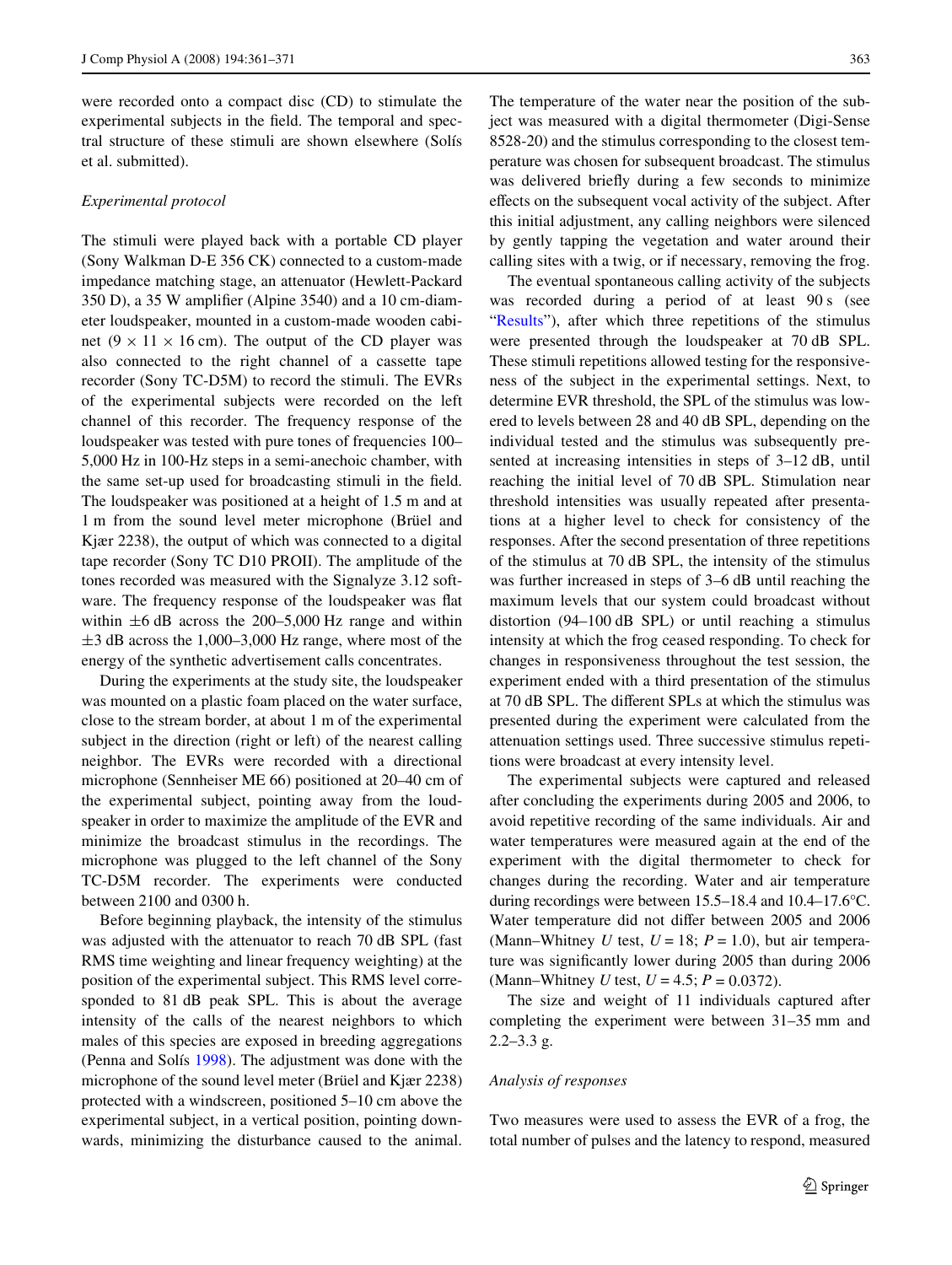were recorded onto a compact disc (CD) to stimulate the experimental subjects in the field. The temporal and spectral structure of these stimuli are shown elsewhere (Solís et al. submitted).

*Experimental protocol*

The stimuli were played back with a portable CD player (Sony Walkman D-E 356 CK) connected to a custom-made impedance matching stage, an attenuator (Hewlett-Packard 350 D), a 35 W amplifier (Alpine 3540) and a 10 cm-diameter loudspeaker, mounted in a custom-made wooden cabinet (9 × 11 × 16 cm). The output of the CD player was also connected to the right channel of a cassette tape recorder (Sony TC-D5M) to record the stimuli. The EVRs of the experimental subjects were recorded on the left channel of this recorder. The frequency response of the loudspeaker was tested with pure tones of frequencies 100–5,000 Hz in 100-Hz steps in a semi-anechoic chamber, with the same set-up used for broadcasting stimuli in the field. The loudspeaker was positioned at a height of 1.5 m and at 1 m from the sound level meter microphone (Brüel and Kjær 2238), the output of which was connected to a digital tape recorder (Sony TC D10 PROII). The amplitude of the tones recorded was measured with the Signalyze 3.12 software. The frequency response of the loudspeaker was flat within ±6 dB across the 200–5,000 Hz range and within ±3 dB across the 1,000–3,000 Hz range, where most of the energy of the synthetic advertisement calls concentrates.

During the experiments at the study site, the loudspeaker was mounted on a plastic foam placed on the water surface, close to the stream border, at about 1 m of the experimental subject in the direction (right or left) of the nearest calling neighbor. The EVRs were recorded with a directional microphone (Sennheiser ME 66) positioned at 20–40 cm of the experimental subject, pointing away from the loudspeaker in order to maximize the amplitude of the EVR and minimize the broadcast stimulus in the recordings. The microphone was plugged to the left channel of the Sony TC-D5M recorder. The experiments were conducted between 2100 and 0300 h.

Before beginning playback, the intensity of the stimulus was adjusted with the attenuator to reach 70 dB SPL (fast RMS time weighting and linear frequency weighting) at the position of the experimental subject. This RMS level corresponded to 81 dB peak SPL. This is about the average intensity of the calls of the nearest neighbors to which males of this species are exposed in breeding aggregations (Penna and Solís 1998). The adjustment was done with the microphone of the sound level meter (Brüel and Kjær 2238) protected with a windscreen, positioned 5–10 cm above the experimental subject, in a vertical position, pointing downwards, minimizing the disturbance caused to the animal. The temperature of the water near the position of the subject was measured with a digital thermometer (Digi-Sense 8528-20) and the stimulus corresponding to the closest temperature was chosen for subsequent broadcast. The stimulus was delivered briefly during a few seconds to minimize effects on the subsequent vocal activity of the subject. After this initial adjustment, any calling neighbors were silenced by gently tapping the vegetation and water around their calling sites with a twig, or if necessary, removing the frog.

The eventual spontaneous calling activity of the subjects was recorded during a period of at least 90 s (see "Results"), after which three repetitions of the stimulus were presented through the loudspeaker at 70 dB SPL. These stimuli repetitions allowed testing for the responsiveness of the subject in the experimental settings. Next, to determine EVR threshold, the SPL of the stimulus was lowered to levels between 28 and 40 dB SPL, depending on the individual tested and the stimulus was subsequently presented at increasing intensities in steps of 3–12 dB, until reaching the initial level of 70 dB SPL. Stimulation near threshold intensities was usually repeated after presentations at a higher level to check for consistency of the responses. After the second presentation of three repetitions of the stimulus at 70 dB SPL, the intensity of the stimulus was further increased in steps of 3–6 dB until reaching the maximum levels that our system could broadcast without distortion (94–100 dB SPL) or until reaching a stimulus intensity at which the frog ceased responding. To check for changes in responsiveness throughout the test session, the experiment ended with a third presentation of the stimulus at 70 dB SPL. The different SPLs at which the stimulus was presented during the experiment were calculated from the attenuation settings used. Three successive stimulus repetitions were broadcast at every intensity level.

The experimental subjects were captured and released after concluding the experiments during 2005 and 2006, to avoid repetitive recording of the same individuals. Air and water temperatures were measured again at the end of the experiment with the digital thermometer to check for changes during the recording. Water and air temperature during recordings were between 15.5–18.4 and 10.4–17.6°C. Water temperature did not differ between 2005 and 2006 (Mann–Whitney *U* test, $U = 18$; $P = 1.0$), but air temperature was significantly lower during 2005 than during 2006 (Mann–Whitney *U* test, $U = 4.5$; $P = 0.0372$).

The size and weight of 11 individuals captured after completing the experiment were between 31–35 mm and 2.2–3.3 g.

*Analysis of responses*

Two measures were used to assess the EVR of a frog, the total number of pulses and the latency to respond, measured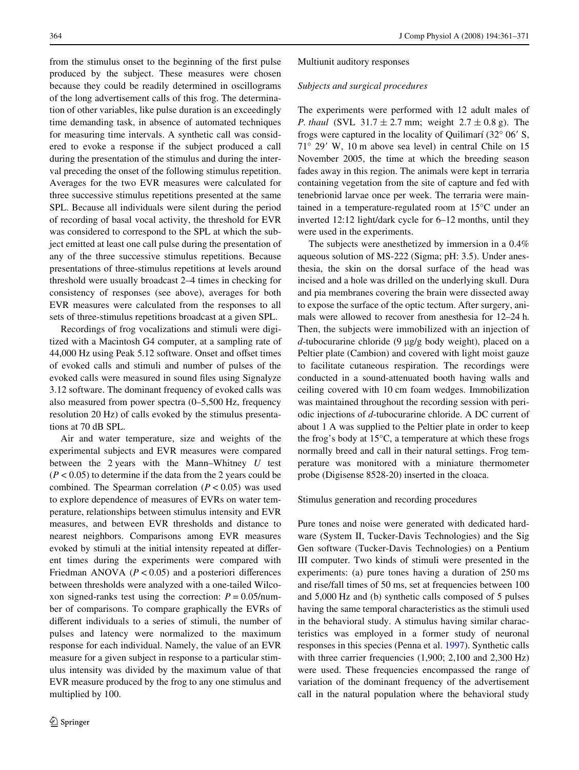from the stimulus onset to the beginning of the first pulse produced by the subject. These measures were chosen because they could be readily determined in oscillograms of the long advertisement calls of this frog. The determination of other variables, like pulse duration is an exceedingly time demanding task, in absence of automated techniques for measuring time intervals. A synthetic call was considered to evoke a response if the subject produced a call during the presentation of the stimulus and during the interval preceding the onset of the following stimulus repetition. Averages for the two EVR measures were calculated for three successive stimulus repetitions presented at the same SPL. Because all individuals were silent during the period of recording of basal vocal activity, the threshold for EVR was considered to correspond to the SPL at which the subject emitted at least one call pulse during the presentation of any of the three successive stimulus repetitions. Because presentations of three-stimulus repetitions at levels around threshold were usually broadcast 2–4 times in checking for consistency of responses (see above), averages for both EVR measures were calculated from the responses to all sets of three-stimulus repetitions broadcast at a given SPL.

Recordings of frog vocalizations and stimuli were digitized with a Macintosh G4 computer, at a sampling rate of 44,000 Hz using Peak 5.12 software. Onset and offset times of evoked calls and stimuli and number of pulses of the evoked calls were measured in sound files using Signalyze 3.12 software. The dominant frequency of evoked calls was also measured from power spectra (0–5,500 Hz, frequency resolution 20 Hz) of calls evoked by the stimulus presentations at 70 dB SPL.

Air and water temperature, size and weights of the experimental subjects and EVR measures were compared between the 2 years with the Mann–Whitney *U* test ($P < 0.05$) to determine if the data from the 2 years could be combined. The Spearman correlation ($P < 0.05$) was used to explore dependence of measures of EVRs on water temperature, relationships between stimulus intensity and EVR measures, and between EVR thresholds and distance to nearest neighbors. Comparisons among EVR measures evoked by stimuli at the initial intensity repeated at different times during the experiments were compared with Friedman ANOVA ($P < 0.05$) and a posteriori differences between thresholds were analyzed with a one-tailed Wilcoxon signed-ranks test using the correction: $P = 0.05$/number of comparisons. To compare graphically the EVRs of different individuals to a series of stimuli, the number of pulses and latency were normalized to the maximum response for each individual. Namely, the value of an EVR measure for a given subject in response to a particular stimulus intensity was divided by the maximum value of that EVR measure produced by the frog to any one stimulus and multiplied by 100.

## Multiunit auditory responses

### *Subjects and surgical procedures*

The experiments were performed with 12 adult males of *P. thaul* (SVL $31.7 \pm 2.7$ mm; weight $2.7 \pm 0.8$ g). The frogs were captured in the locality of Quilimarí (32° 06′ S, 71° 29′ W, 10 m above sea level) in central Chile on 15 November 2005, the time at which the breeding season fades away in this region. The animals were kept in terraria containing vegetation from the site of capture and fed with tenebrionid larvae once per week. The terraria were maintained in a temperature-regulated room at 15°C under an inverted 12:12 light/dark cycle for 6–12 months, until they were used in the experiments.

The subjects were anesthetized by immersion in a 0.4% aqueous solution of MS-222 (Sigma; pH: 3.5). Under anesthesia, the skin on the dorsal surface of the head was incised and a hole was drilled on the underlying skull. Dura and pia membranes covering the brain were dissected away to expose the surface of the optic tectum. After surgery, animals were allowed to recover from anesthesia for 12–24 h. Then, the subjects were immobilized with an injection of *d*-tubocurarine chloride (9 μg/g body weight), placed on a Peltier plate (Cambion) and covered with light moist gauze to facilitate cutaneous respiration. The recordings were conducted in a sound-attenuated booth having walls and ceiling covered with 10 cm foam wedges. Immobilization was maintained throughout the recording session with periodic injections of *d*-tubocurarine chloride. A DC current of about 1 A was supplied to the Peltier plate in order to keep the frog's body at 15°C, a temperature at which these frogs normally breed and call in their natural settings. Frog temperature was monitored with a miniature thermometer probe (Digisense 8528-20) inserted in the cloaca.

### Stimulus generation and recording procedures

Pure tones and noise were generated with dedicated hardware (System II, Tucker-Davis Technologies) and the Sig Gen software (Tucker-Davis Technologies) on a Pentium III computer. Two kinds of stimuli were presented in the experiments: (a) pure tones having a duration of 250 ms and rise/fall times of 50 ms, set at frequencies between 100 and 5,000 Hz and (b) synthetic calls composed of 5 pulses having the same temporal characteristics as the stimuli used in the behavioral study. A stimulus having similar characteristics was employed in a former study of neuronal responses in this species (Penna et al. 1997). Synthetic calls with three carrier frequencies (1,900; 2,100 and 2,300 Hz) were used. These frequencies encompassed the range of variation of the dominant frequency of the advertisement call in the natural population where the behavioral study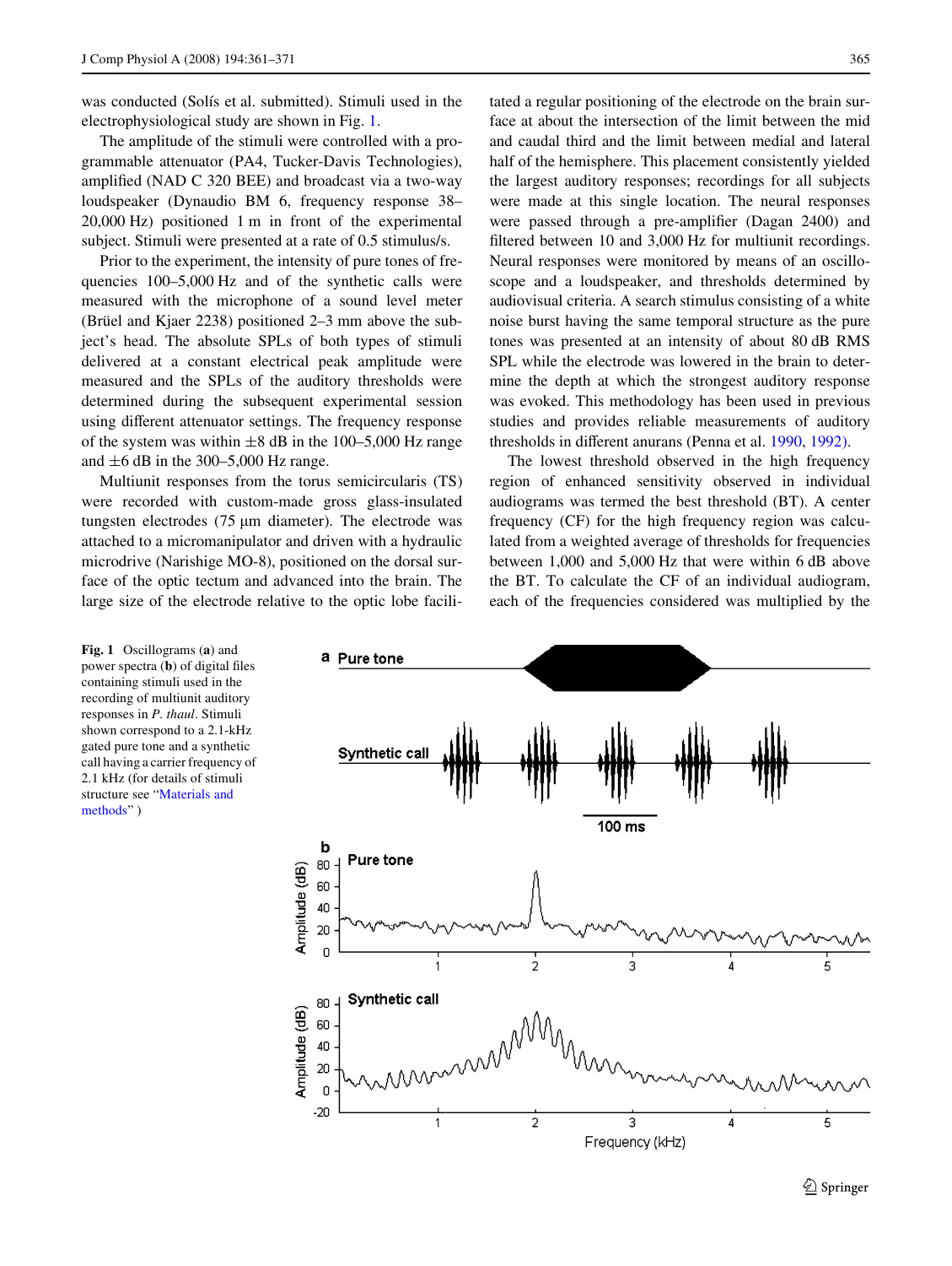was conducted (Solís et al. submitted). Stimuli used in the electrophysiological study are shown in Fig. 1.

The amplitude of the stimuli were controlled with a programmable attenuator (PA4, Tucker-Davis Technologies), amplified (NAD C 320 BEE) and broadcast via a two-way loudspeaker (Dynaudio BM 6, frequency response 38–20,000 Hz) positioned 1 m in front of the experimental subject. Stimuli were presented at a rate of 0.5 stimulus/s.

Prior to the experiment, the intensity of pure tones of frequencies 100–5,000 Hz and of the synthetic calls were measured with the microphone of a sound level meter (Brüel and Kjaer 2238) positioned 2–3 mm above the subject's head. The absolute SPLs of both types of stimuli delivered at a constant electrical peak amplitude were measured and the SPLs of the auditory thresholds were determined during the subsequent experimental session using different attenuator settings. The frequency response of the system was within ±8 dB in the 100–5,000 Hz range and ±6 dB in the 300–5,000 Hz range.

Multiunit responses from the torus semicircularis (TS) were recorded with custom-made gross glass-insulated tungsten electrodes (75 µm diameter). The electrode was attached to a micromanipulator and driven with a hydraulic microdrive (Narishige MO-8), positioned on the dorsal surface of the optic tectum and advanced into the brain. The large size of the electrode relative to the optic lobe facilitated a regular positioning of the electrode on the brain surface at about the intersection of the limit between the mid and caudal third and the limit between medial and lateral half of the hemisphere. This placement consistently yielded the largest auditory responses; recordings for all subjects were made at this single location. The neural responses were passed through a pre-amplifier (Dagan 2400) and filtered between 10 and 3,000 Hz for multiunit recordings. Neural responses were monitored by means of an oscilloscope and a loudspeaker, and thresholds determined by audiovisual criteria. A search stimulus consisting of a white noise burst having the same temporal structure as the pure tones was presented at an intensity of about 80 dB RMS SPL while the electrode was lowered in the brain to determine the depth at which the strongest auditory response was evoked. This methodology has been used in previous studies and provides reliable measurements of auditory thresholds in different anurans (Penna et al. 1990, 1992).

The lowest threshold observed in the high frequency region of enhanced sensitivity observed in individual audiograms was termed the best threshold (BT). A center frequency (CF) for the high frequency region was calculated from a weighted average of thresholds for frequencies between 1,000 and 5,000 Hz that were within 6 dB above the BT. To calculate the CF of an individual audiogram, each of the frequencies considered was multiplied by the

**Fig. 1** Oscillograms (**a**) and power spectra (**b**) of digital files containing stimuli used in the recording of multiunit auditory responses in *P. thaul*. Stimuli shown correspond to a 2.1-kHz gated pure tone and a synthetic call having a carrier frequency of 2.1 kHz (for details of stimuli structure see "Materials and methods")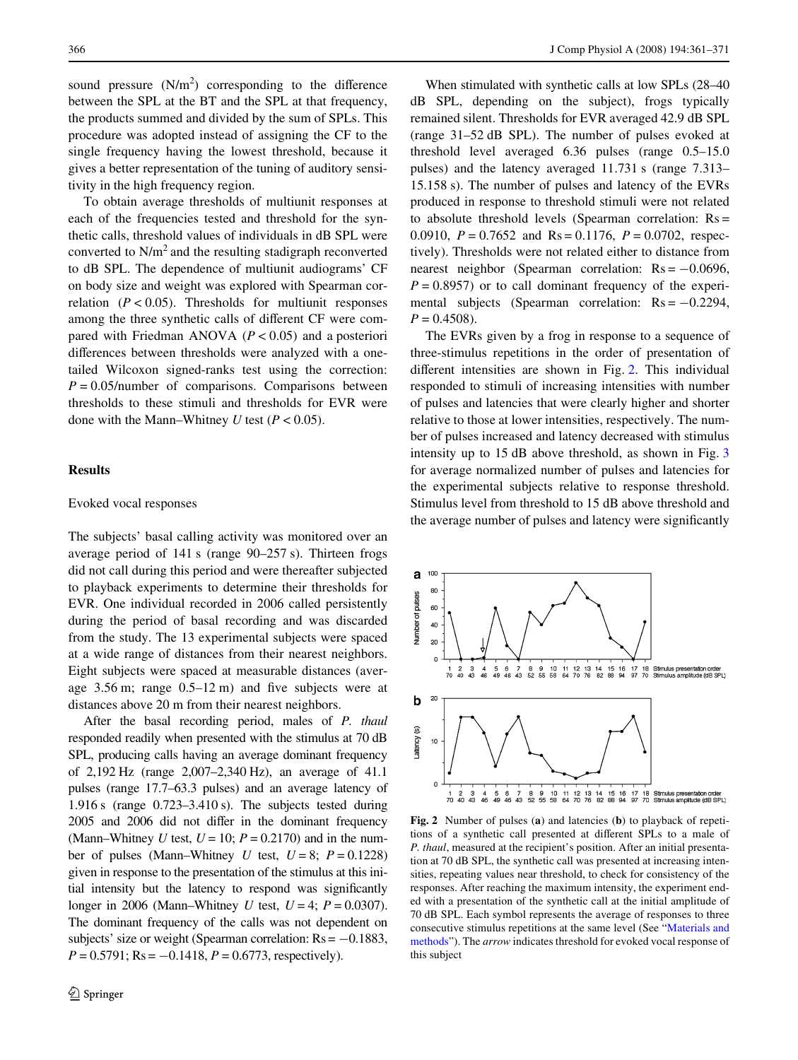sound pressure ($N/m^2$) corresponding to the difference between the SPL at the BT and the SPL at that frequency, the products summed and divided by the sum of SPLs. This procedure was adopted instead of assigning the CF to the single frequency having the lowest threshold, because it gives a better representation of the tuning of auditory sensitivity in the high frequency region.

To obtain average thresholds of multiunit responses at each of the frequencies tested and threshold for the synthetic calls, threshold values of individuals in dB SPL were converted to $N/m^2$ and the resulting stadigraph reconverted to dB SPL. The dependence of multiunit audiograms' CF on body size and weight was explored with Spearman correlation ($P < 0.05$). Thresholds for multiunit responses among the three synthetic calls of different CF were compared with Friedman ANOVA ($P < 0.05$) and a posteriori differences between thresholds were analyzed with a one-tailed Wilcoxon signed-ranks test using the correction: $P = 0.05$/number of comparisons. Comparisons between thresholds to these stimuli and thresholds for EVR were done with the Mann–Whitney *U* test ($P < 0.05$).

## Results

### Evoked vocal responses

The subjects' basal calling activity was monitored over an average period of 141 s (range 90–257 s). Thirteen frogs did not call during this period and were thereafter subjected to playback experiments to determine their thresholds for EVR. One individual recorded in 2006 called persistently during the period of basal recording and was discarded from the study. The 13 experimental subjects were spaced at a wide range of distances from their nearest neighbors. Eight subjects were spaced at measurable distances (average 3.56 m; range 0.5–12 m) and five subjects were at distances above 20 m from their nearest neighbors.

After the basal recording period, males of *P. thaul* responded readily when presented with the stimulus at 70 dB SPL, producing calls having an average dominant frequency of 2,192 Hz (range 2,007–2,340 Hz), an average of 41.1 pulses (range 17.7–63.3 pulses) and an average latency of 1.916 s (range 0.723–3.410 s). The subjects tested during 2005 and 2006 did not differ in the dominant frequency (Mann–Whitney *U* test, $U = 10$; $P = 0.2170$) and in the number of pulses (Mann–Whitney *U* test, $U = 8$; $P = 0.1228$) given in response to the presentation of the stimulus at this initial intensity but the latency to respond was significantly longer in 2006 (Mann–Whitney *U* test, $U = 4$; $P = 0.0307$). The dominant frequency of the calls was not dependent on subjects' size or weight (Spearman correlation: $Rs = -0.1883$, $P = 0.5791$; $Rs = -0.1418$, $P = 0.6773$, respectively).

When stimulated with synthetic calls at low SPLs (28–40 dB SPL, depending on the subject), frogs typically remained silent. Thresholds for EVR averaged 42.9 dB SPL (range 31–52 dB SPL). The number of pulses evoked at threshold level averaged 6.36 pulses (range 0.5–15.0 pulses) and the latency averaged 11.731 s (range 7.313–15.158 s). The number of pulses and latency of the EVRs produced in response to threshold stimuli were not related to absolute threshold levels (Spearman correlation: $Rs = 0.0910$, $P = 0.7652$ and $Rs = 0.1176$, $P = 0.0702$, respectively). Thresholds were not related either to distance from nearest neighbor (Spearman correlation: $Rs = -0.0696$, $P = 0.8957$) or to call dominant frequency of the experimental subjects (Spearman correlation: $Rs = -0.2294$, $P = 0.4508$).

The EVRs given by a frog in response to a sequence of three-stimulus repetitions in the order of presentation of different intensities are shown in Fig. 2. This individual responded to stimuli of increasing intensities with number of pulses and latencies that were clearly higher and shorter relative to those at lower intensities, respectively. The number of pulses increased and latency decreased with stimulus intensity up to 15 dB above threshold, as shown in Fig. 3 for average normalized number of pulses and latencies for the experimental subjects relative to response threshold. Stimulus level from threshold to 15 dB above threshold and the average number of pulses and latency were significantly

**Fig. 2** Number of pulses (**a**) and latencies (**b**) to playback of repetitions of a synthetic call presented at different SPLs to a male of *P. thaul*, measured at the recipient's position. After an initial presentation at 70 dB SPL, the synthetic call was presented at increasing intensities, repeating values near threshold, to check for consistency of the responses. After reaching the maximum intensity, the experiment ended with a presentation of the synthetic call at the initial amplitude of 70 dB SPL. Each symbol represents the average of responses to three consecutive stimulus repetitions at the same level (See "Materials and methods"). The *arrow* indicates threshold for evoked vocal response of this subject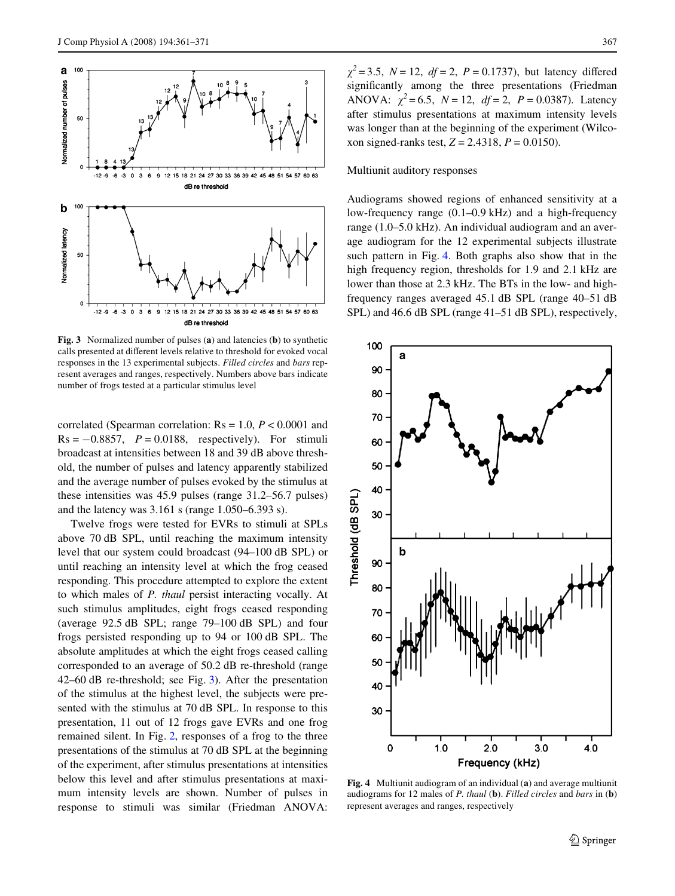Fig. 3 Normalized number of pulses (a) and latencies (b) to synthetic calls presented at different levels relative to threshold for evoked vocal responses in the 13 experimental subjects. *Filled circles* and *bars* represent averages and ranges, respectively. Numbers above bars indicate number of frogs tested at a particular stimulus level

correlated (Spearman correlation: Rs = 1.0, $P < 0.0001$ and Rs = −0.8857, $P = 0.0188$, respectively). For stimuli broadcast at intensities between 18 and 39 dB above threshold, the number of pulses and latency apparently stabilized and the average number of pulses evoked by the stimulus at these intensities was 45.9 pulses (range 31.2–56.7 pulses) and the latency was 3.161 s (range 1.050–6.393 s).

Twelve frogs were tested for EVRs to stimuli at SPLs above 70 dB SPL, until reaching the maximum intensity level that our system could broadcast (94–100 dB SPL) or until reaching an intensity level at which the frog ceased responding. This procedure attempted to explore the extent to which males of *P. thaul* persist interacting vocally. At such stimulus amplitudes, eight frogs ceased responding (average 92.5 dB SPL; range 79–100 dB SPL) and four frogs persisted responding up to 94 or 100 dB SPL. The absolute amplitudes at which the eight frogs ceased calling corresponded to an average of 50.2 dB re-threshold (range 42–60 dB re-threshold; see Fig. 3). After the presentation of the stimulus at the highest level, the subjects were presented with the stimulus at 70 dB SPL. In response to this presentation, 11 out of 12 frogs gave EVRs and one frog remained silent. In Fig. 2, responses of a frog to the three presentations of the stimulus at 70 dB SPL at the beginning of the experiment, after stimulus presentations at intensities below this level and after stimulus presentations at maximum intensity levels are shown. Number of pulses in response to stimuli was similar (Friedman ANOVA: $\chi^2 = 3.5$, $N = 12$, $df = 2$, $P = 0.1737$), but latency differed significantly among the three presentations (Friedman ANOVA: $\chi^2 = 6.5$, $N = 12$, $df = 2$, $P = 0.0387$). Latency after stimulus presentations at maximum intensity levels was longer than at the beginning of the experiment (Wilcoxon signed-ranks test, $Z = 2.4318$, $P = 0.0150$).

## Multiunit auditory responses

Audiograms showed regions of enhanced sensitivity at a low-frequency range (0.1–0.9 kHz) and a high-frequency range (1.0–5.0 kHz). An individual audiogram and an average audiogram for the 12 experimental subjects illustrate such pattern in Fig. 4. Both graphs also show that in the high frequency region, thresholds for 1.9 and 2.1 kHz are lower than those at 2.3 kHz. The BTs in the low- and high-frequency ranges averaged 45.1 dB SPL (range 40–51 dB SPL) and 46.6 dB SPL (range 41–51 dB SPL), respectively,

Fig. 4 Multiunit audiogram of an individual (a) and average multiunit audiograms for 12 males of *P. thaul* (b). *Filled circles* and *bars* in (b) represent averages and ranges, respectively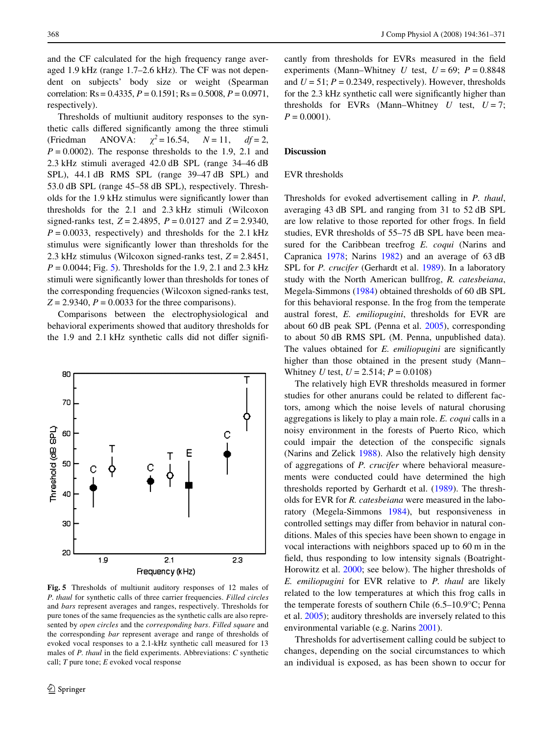and the CF calculated for the high frequency range averaged 1.9 kHz (range 1.7–2.6 kHz). The CF was not dependent on subjects' body size or weight (Spearman correlation: Rs = 0.4335, $P = 0.1591$; Rs = 0.5008, $P = 0.0971$, respectively).

Thresholds of multiunit auditory responses to the synthetic calls differed significantly among the three stimuli (Friedman ANOVA: $\chi^2 = 16.54$, $N = 11$, $df = 2$, $P = 0.0002$). The response thresholds to the 1.9, 2.1 and 2.3 kHz stimuli averaged 42.0 dB SPL (range 34–46 dB SPL), 44.1 dB RMS SPL (range 39–47 dB SPL) and 53.0 dB SPL (range 45–58 dB SPL), respectively. Thresholds for the 1.9 kHz stimulus were significantly lower than thresholds for the 2.1 and 2.3 kHz stimuli (Wilcoxon signed-ranks test, $Z = 2.4895$, $P = 0.0127$ and $Z = 2.9340$, $P = 0.0033$, respectively) and thresholds for the 2.1 kHz stimulus were significantly lower than thresholds for the 2.3 kHz stimulus (Wilcoxon signed-ranks test, $Z = 2.8451$, $P = 0.0044$; Fig. 5). Thresholds for the 1.9, 2.1 and 2.3 kHz stimuli were significantly lower than thresholds for tones of the corresponding frequencies (Wilcoxon signed-ranks test, $Z = 2.9340$, $P = 0.0033$ for the three comparisons).

Comparisons between the electrophysiological and behavioral experiments showed that auditory thresholds for the 1.9 and 2.1 kHz synthetic calls did not differ significantly from thresholds for EVRs measured in the field experiments (Mann–Whitney *U* test, $U = 69$; $P = 0.8848$ and $U = 51$; $P = 0.2349$, respectively). However, thresholds for the 2.3 kHz synthetic call were significantly higher than thresholds for EVRs (Mann–Whitney *U* test, $U = 7$; $P = 0.0001$).

**Fig. 5** Thresholds of multiunit auditory responses of 12 males of *P. thaul* for synthetic calls of three carrier frequencies. *Filled circles* and *bars* represent averages and ranges, respectively. Thresholds for pure tones of the same frequencies as the synthetic calls are also represented by *open circles* and the *corresponding bars*. *Filled square* and the corresponding *bar* represent average and range of thresholds of evoked vocal responses to a 2.1-kHz synthetic call measured for 13 males of *P. thaul* in the field experiments. Abbreviations: *C* synthetic call; *T* pure tone; *E* evoked vocal response

## Discussion

### EVR thresholds

Thresholds for evoked advertisement calling in *P. thaul*, averaging 43 dB SPL and ranging from 31 to 52 dB SPL are low relative to those reported for other frogs. In field studies, EVR thresholds of 55–75 dB SPL have been measured for the Caribbean treefrog *E. coqui* (Narins and Capranica 1978; Narins 1982) and an average of 63 dB SPL for *P. crucifer* (Gerhardt et al. 1989). In a laboratory study with the North American bullfrog, *R. catesbeiana*, Megela-Simmons (1984) obtained thresholds of 60 dB SPL for this behavioral response. In the frog from the temperate austral forest, *E. emiliopugini*, thresholds for EVR are about 60 dB peak SPL (Penna et al. 2005), corresponding to about 50 dB RMS SPL (M. Penna, unpublished data). The values obtained for *E. emiliopugini* are significantly higher than those obtained in the present study (Mann–Whitney *U* test, $U = 2.514$; $P = 0.0108$)

The relatively high EVR thresholds measured in former studies for other anurans could be related to different factors, among which the noise levels of natural chorusing aggregations is likely to play a main role. *E. coqui* calls in a noisy environment in the forests of Puerto Rico, which could impair the detection of the conspecific signals (Narins and Zelick 1988). Also the relatively high density of aggregations of *P. crucifer* where behavioral measurements were conducted could have determined the high thresholds reported by Gerhardt et al. (1989). The thresholds for EVR for *R. catesbeiana* were measured in the laboratory (Megela-Simmons 1984), but responsiveness in controlled settings may differ from behavior in natural conditions. Males of this species have been shown to engage in vocal interactions with neighbors spaced up to 60 m in the field, thus responding to low intensity signals (Boatright-Horowitz et al. 2000; see below). The higher thresholds of *E. emiliopugini* for EVR relative to *P. thaul* are likely related to the low temperatures at which this frog calls in the temperate forests of southern Chile (6.5–10.9°C; Penna et al. 2005); auditory thresholds are inversely related to this environmental variable (e.g. Narins 2001).

Thresholds for advertisement calling could be subject to changes, depending on the social circumstances to which an individual is exposed, as has been shown to occur for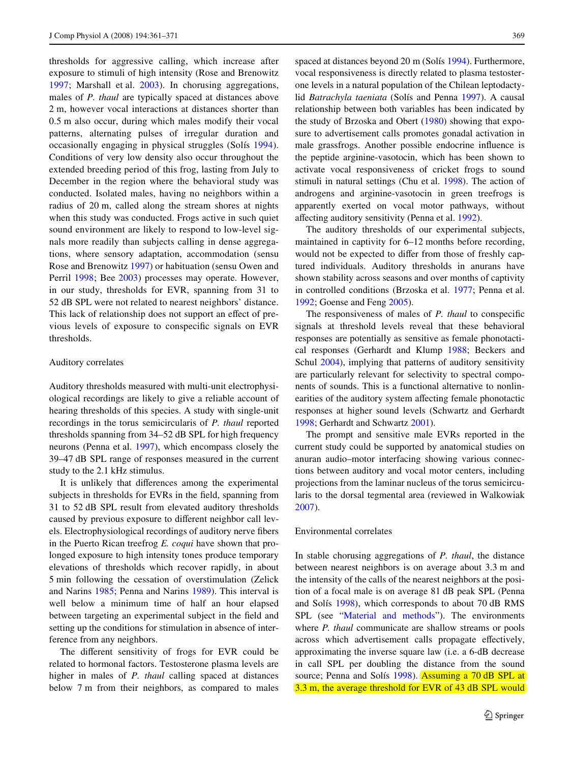thresholds for aggressive calling, which increase after exposure to stimuli of high intensity (Rose and Brenowitz 1997; Marshall et al. 2003). In chorusing aggregations, males of *P. thaul* are typically spaced at distances above 2 m, however vocal interactions at distances shorter than 0.5 m also occur, during which males modify their vocal patterns, alternating pulses of irregular duration and occasionally engaging in physical struggles (Solís 1994). Conditions of very low density also occur throughout the extended breeding period of this frog, lasting from July to December in the region where the behavioral study was conducted. Isolated males, having no neighbors within a radius of 20 m, called along the stream shores at nights when this study was conducted. Frogs active in such quiet sound environment are likely to respond to low-level signals more readily than subjects calling in dense aggregations, where sensory adaptation, accommodation (sensu Rose and Brenowitz 1997) or habituation (sensu Owen and Perril 1998; Bee 2003) processes may operate. However, in our study, thresholds for EVR, spanning from 31 to 52 dB SPL were not related to nearest neighbors' distance. This lack of relationship does not support an effect of previous levels of exposure to conspecific signals on EVR thresholds.

### Auditory correlates

Auditory thresholds measured with multi-unit electrophysiological recordings are likely to give a reliable account of hearing thresholds of this species. A study with single-unit recordings in the torus semicircularis of *P. thaul* reported thresholds spanning from 34–52 dB SPL for high frequency neurons (Penna et al. 1997), which encompass closely the 39–47 dB SPL range of responses measured in the current study to the 2.1 kHz stimulus.

It is unlikely that differences among the experimental subjects in thresholds for EVRs in the field, spanning from 31 to 52 dB SPL result from elevated auditory thresholds caused by previous exposure to different neighbor call levels. Electrophysiological recordings of auditory nerve fibers in the Puerto Rican treefrog *E. coqui* have shown that prolonged exposure to high intensity tones produce temporary elevations of thresholds which recover rapidly, in about 5 min following the cessation of overstimulation (Zelick and Narins 1985; Penna and Narins 1989). This interval is well below a minimum time of half an hour elapsed between targeting an experimental subject in the field and setting up the conditions for stimulation in absence of interference from any neighbors.

The different sensitivity of frogs for EVR could be related to hormonal factors. Testosterone plasma levels are higher in males of *P. thaul* calling spaced at distances below 7 m from their neighbors, as compared to males spaced at distances beyond 20 m (Solís 1994). Furthermore, vocal responsiveness is directly related to plasma testosterone levels in a natural population of the Chilean leptodactylid *Batrachyla taeniata* (Solís and Penna 1997). A causal relationship between both variables has been indicated by the study of Brzoska and Obert (1980) showing that exposure to advertisement calls promotes gonadal activation in male grassfrogs. Another possible endocrine influence is the peptide arginine-vasotocin, which has been shown to activate vocal responsiveness of cricket frogs to sound stimuli in natural settings (Chu et al. 1998). The action of androgens and arginine-vasotocin in green treefrogs is apparently exerted on vocal motor pathways, without affecting auditory sensitivity (Penna et al. 1992).

The auditory thresholds of our experimental subjects, maintained in captivity for 6–12 months before recording, would not be expected to differ from those of freshly captured individuals. Auditory thresholds in anurans have shown stability across seasons and over months of captivity in controlled conditions (Brzoska et al. 1977; Penna et al. 1992; Goense and Feng 2005).

The responsiveness of males of *P. thaul* to conspecific signals at threshold levels reveal that these behavioral responses are potentially as sensitive as female phonotactical responses (Gerhardt and Klump 1988; Beckers and Schul 2004), implying that patterns of auditory sensitivity are particularly relevant for selectivity to spectral components of sounds. This is a functional alternative to nonlinearities of the auditory system affecting female phonotactic responses at higher sound levels (Schwartz and Gerhardt 1998; Gerhardt and Schwartz 2001).

The prompt and sensitive male EVRs reported in the current study could be supported by anatomical studies on anuran audio–motor interfacing showing various connections between auditory and vocal motor centers, including projections from the laminar nucleus of the torus semicircularis to the dorsal tegmental area (reviewed in Walkowiak 2007).

### Environmental correlates

In stable chorusing aggregations of *P. thaul*, the distance between nearest neighbors is on average about 3.3 m and the intensity of the calls of the nearest neighbors at the position of a focal male is on average 81 dB peak SPL (Penna and Solís 1998), which corresponds to about 70 dB RMS SPL (see "Material and methods"). The environments where *P. thaul* communicate are shallow streams or pools across which advertisement calls propagate effectively, approximating the inverse square law (i.e. a 6-dB decrease in call SPL per doubling the distance from the sound source; Penna and Solís 1998). Assuming a 70 dB SPL at 3.3 m, the average threshold for EVR of 43 dB SPL would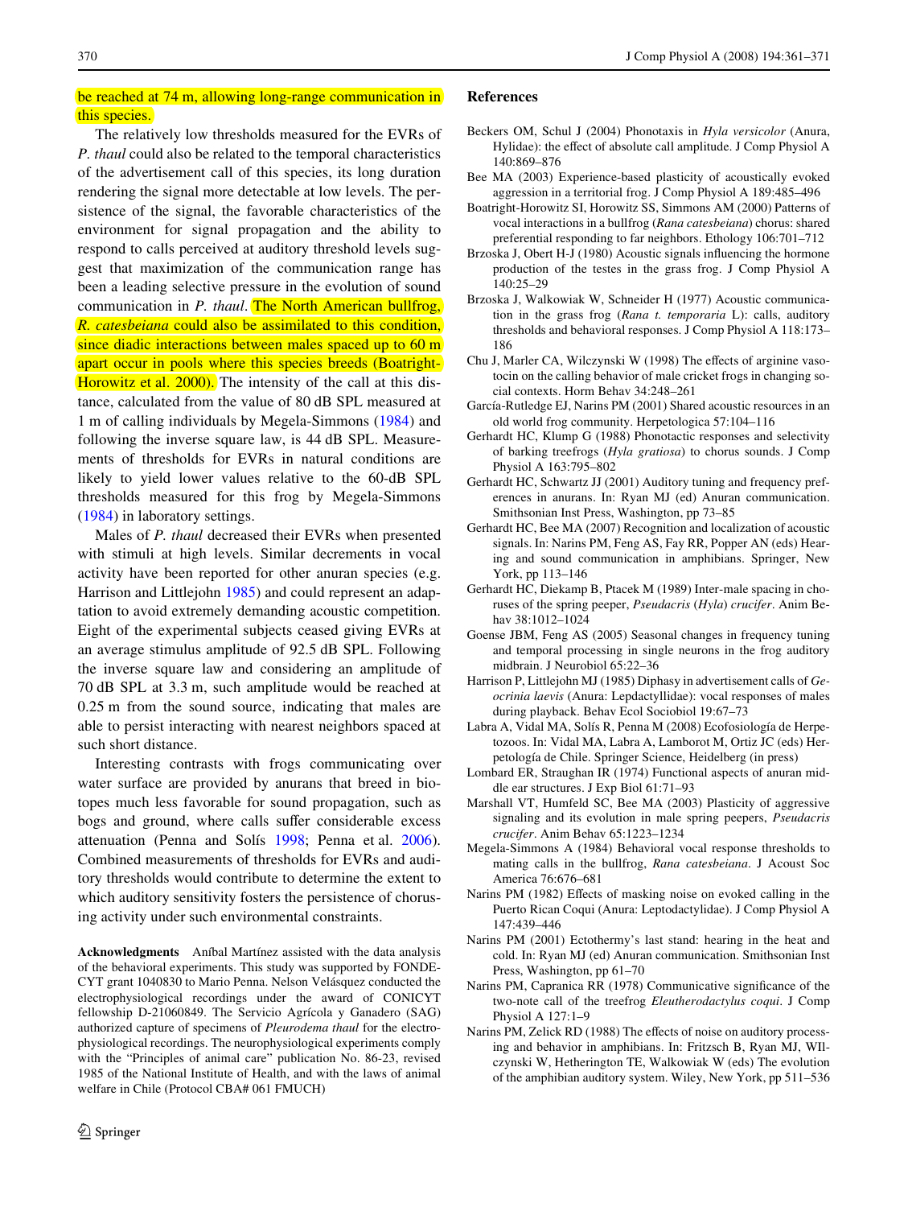be reached at 74 m, allowing long-range communication in this species.

The relatively low thresholds measured for the EVRs of *P. thaul* could also be related to the temporal characteristics of the advertisement call of this species, its long duration rendering the signal more detectable at low levels. The persistence of the signal, the favorable characteristics of the environment for signal propagation and the ability to respond to calls perceived at auditory threshold levels suggest that maximization of the communication range has been a leading selective pressure in the evolution of sound communication in *P. thaul*. The North American bullfrog, *R. catesbeiana* could also be assimilated to this condition, since diadic interactions between males spaced up to 60 m apart occur in pools where this species breeds (Boatright-Horowitz et al. 2000). The intensity of the call at this distance, calculated from the value of 80 dB SPL measured at 1 m of calling individuals by Megela-Simmons (1984) and following the inverse square law, is 44 dB SPL. Measurements of thresholds for EVRs in natural conditions are likely to yield lower values relative to the 60-dB SPL thresholds measured for this frog by Megela-Simmons (1984) in laboratory settings.

Males of *P. thaul* decreased their EVRs when presented with stimuli at high levels. Similar decrements in vocal activity have been reported for other anuran species (e.g. Harrison and Littlejohn 1985) and could represent an adaptation to avoid extremely demanding acoustic competition. Eight of the experimental subjects ceased giving EVRs at an average stimulus amplitude of 92.5 dB SPL. Following the inverse square law and considering an amplitude of 70 dB SPL at 3.3 m, such amplitude would be reached at 0.25 m from the sound source, indicating that males are able to persist interacting with nearest neighbors spaced at such short distance.

Interesting contrasts with frogs communicating over water surface are provided by anurans that breed in biotopes much less favorable for sound propagation, such as bogs and ground, where calls suffer considerable excess attenuation (Penna and Solís 1998; Penna et al. 2006). Combined measurements of thresholds for EVRs and auditory thresholds would contribute to determine the extent to which auditory sensitivity fosters the persistence of chorusing activity under such environmental constraints.

**Acknowledgments** Aníbal Martínez assisted with the data analysis of the behavioral experiments. This study was supported by FONDECYT grant 1040830 to Mario Penna. Nelson Velásquez conducted the electrophysiological recordings under the award of CONICYT fellowship D-21060849. The Servicio Agrícola y Ganadero (SAG) authorized capture of specimens of *Pleurodema thaul* for the electrophysiological recordings. The neurophysiological experiments comply with the "Principles of animal care" publication No. 86-23, revised 1985 of the National Institute of Health, and with the laws of animal welfare in Chile (Protocol CBA# 061 FMUCH)

## References

Beckers OM, Schul J (2004) Phonotaxis in *Hyla versicolor* (Anura, Hylidae): the effect of absolute call amplitude. J Comp Physiol A 140:869–876

Bee MA (2003) Experience-based plasticity of acoustically evoked aggression in a territorial frog. J Comp Physiol A 189:485–496

Boatright-Horowitz SI, Horowitz SS, Simmons AM (2000) Patterns of vocal interactions in a bullfrog (*Rana catesbeiana*) chorus: shared preferential responding to far neighbors. Ethology 106:701–712

Brzoska J, Obert H-J (1980) Acoustic signals influencing the hormone production of the testes in the grass frog. J Comp Physiol A 140:25–29

Brzoska J, Walkowiak W, Schneider H (1977) Acoustic communication in the grass frog (*Rana t. temporaria* L): calls, auditory thresholds and behavioral responses. J Comp Physiol A 118:173–186

Chu J, Marler CA, Wilczynski W (1998) The effects of arginine vasotocin on the calling behavior of male cricket frogs in changing social contexts. Horm Behav 34:248–261

García-Rutledge EJ, Narins PM (2001) Shared acoustic resources in an old world frog community. Herpetologica 57:104–116

Gerhardt HC, Klump G (1988) Phonotactic responses and selectivity of barking treefrogs (*Hyla gratiosa*) to chorus sounds. J Comp Physiol A 163:795–802

Gerhardt HC, Schwartz JJ (2001) Auditory tuning and frequency preferences in anurans. In: Ryan MJ (ed) Anuran communication. Smithsonian Inst Press, Washington, pp 73–85

Gerhardt HC, Bee MA (2007) Recognition and localization of acoustic signals. In: Narins PM, Feng AS, Fay RR, Popper AN (eds) Hearing and sound communication in amphibians. Springer, New York, pp 113–146

Gerhardt HC, Diekamp B, Ptacek M (1989) Inter-male spacing in choruses of the spring peeper, *Pseudacris* (*Hyla*) *crucifer*. Anim Behav 38:1012–1024

Goense JBM, Feng AS (2005) Seasonal changes in frequency tuning and temporal processing in single neurons in the frog auditory midbrain. J Neurobiol 65:22–36

Harrison P, Littlejohn M (1985) Diphasy in advertisement calls of *Geocrinia laevis* (Anura: Lepdactyllidae): vocal responses of males during playback. Behav Ecol Sociobiol 19:67–73

Labra A, Vidal MA, Solís R, Penna M (2008) Ecofosiología de Herpetozoos. In: Vidal MA, Labra A, Lamborot M, Ortiz JC (eds) Herpetología de Chile. Springer Science, Heidelberg (in press)

Lombard ER, Straughan IR (1974) Functional aspects of anuran middle ear structures. J Exp Biol 61:71–93

Marshall VT, Humfeld SC, Bee MA (2003) Plasticity of aggressive signaling and its evolution in male spring peepers, *Pseudacris crucifer*. Anim Behav 65:1223–1234

Megela-Simmons A (1984) Behavioral vocal response thresholds to mating calls in the bullfrog, *Rana catesbeiana*. J Acoust Soc America 76:676–681

Narins PM (1982) Effects of masking noise on evoked calling in the Puerto Rican Coqui (Anura: Leptodactylidae). J Comp Physiol A 147:439–446

Narins PM (2001) Ectothermy's last stand: hearing in the heat and cold. In: Ryan MJ (ed) Anuran communication. Smithsonian Inst Press, Washington, pp 61–70

Narins PM, Capranica RR (1978) Communicative significance of the two-note call of the treefrog *Eleutherodactylus coqui*. J Comp Physiol A 127:1–9

Narins PM, Zelick RD (1988) The effects of noise on auditory processing and behavior in amphibians. In: Fritzsch B, Ryan MJ, Wilczynski W, Hetherington TE, Walkowiak W (eds) The evolution of the amphibian auditory system. Wiley, New York, pp 511–536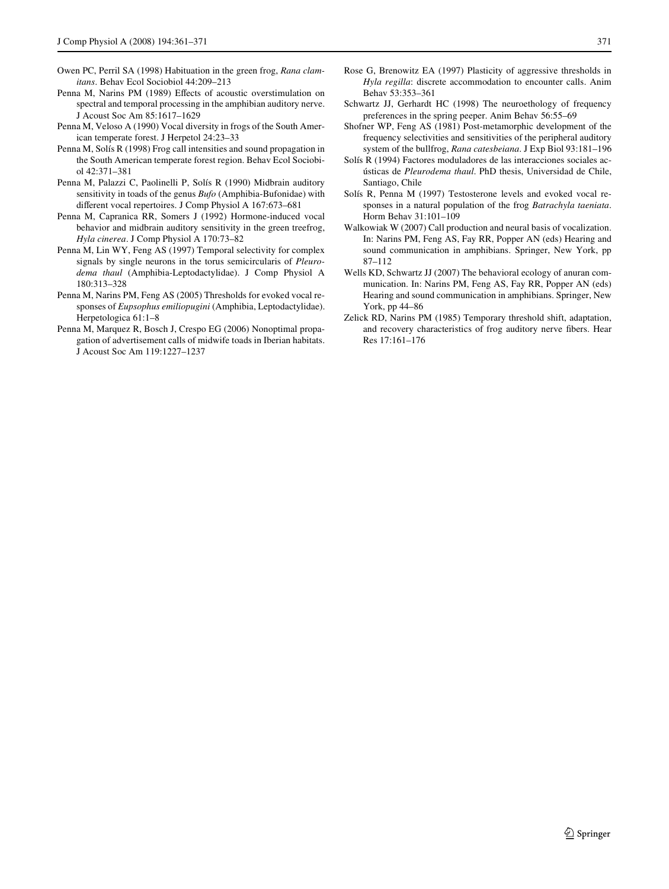Owen PC, Perril SA (1998) Habituation in the green frog, *Rana clamitans*. Behav Ecol Sociobiol 44:209–213

Penna M, Narins PM (1989) Effects of acoustic overstimulation on spectral and temporal processing in the amphibian auditory nerve. J Acoust Soc Am 85:1617–1629

Penna M, Veloso A (1990) Vocal diversity in frogs of the South American temperate forest. J Herpetol 24:23–33

Penna M, Solís R (1998) Frog call intensities and sound propagation in the South American temperate forest region. Behav Ecol Sociobiol 42:371–381

Penna M, Palazzi C, Paolinelli P, Solís R (1990) Midbrain auditory sensitivity in toads of the genus *Bufo* (Amphibia-Bufonidae) with different vocal repertoires. J Comp Physiol A 167:673–681

Penna M, Capranica RR, Somers J (1992) Hormone-induced vocal behavior and midbrain auditory sensitivity in the green treefrog, *Hyla cinerea*. J Comp Physiol A 170:73–82

Penna M, Lin WY, Feng AS (1997) Temporal selectivity for complex signals by single neurons in the torus semicircularis of *Pleurodema thaul* (Amphibia-Leptodactylidae). J Comp Physiol A 180:313–328

Penna M, Narins PM, Feng AS (2005) Thresholds for evoked vocal responses of *Eupsophus emiliopugini* (Amphibia, Leptodactylidae). Herpetologica 61:1–8

Penna M, Marquez R, Bosch J, Crespo EG (2006) Nonoptimal propagation of advertisement calls of midwife toads in Iberian habitats. J Acoust Soc Am 119:1227–1237

Rose G, Brenowitz EA (1997) Plasticity of aggressive thresholds in *Hyla regilla*: discrete accommodation to encounter calls. Anim Behav 53:353–361

Schwartz JJ, Gerhardt HC (1998) The neuroethology of frequency preferences in the spring peeper. Anim Behav 56:55–69

Shofner WP, Feng AS (1981) Post-metamorphic development of the frequency selectivities and sensitivities of the peripheral auditory system of the bullfrog, *Rana catesbeiana*. J Exp Biol 93:181–196

Solís R (1994) Factores moduladores de las interacciones sociales acústicas de *Pleurodema thaul*. PhD thesis, Universidad de Chile, Santiago, Chile

Solís R, Penna M (1997) Testosterone levels and evoked vocal responses in a natural population of the frog *Batrachyla taeniata*. Horm Behav 31:101–109

Walkowiak W (2007) Call production and neural basis of vocalization. In: Narins PM, Feng AS, Fay RR, Popper AN (eds) Hearing and sound communication in amphibians. Springer, New York, pp 87–112

Wells KD, Schwartz JJ (2007) The behavioral ecology of anuran communication. In: Narins PM, Feng AS, Fay RR, Popper AN (eds) Hearing and sound communication in amphibians. Springer, New York, pp 44–86

Zelick RD, Narins PM (1985) Temporary threshold shift, adaptation, and recovery characteristics of frog auditory nerve fibers. Hear Res 17:161–176